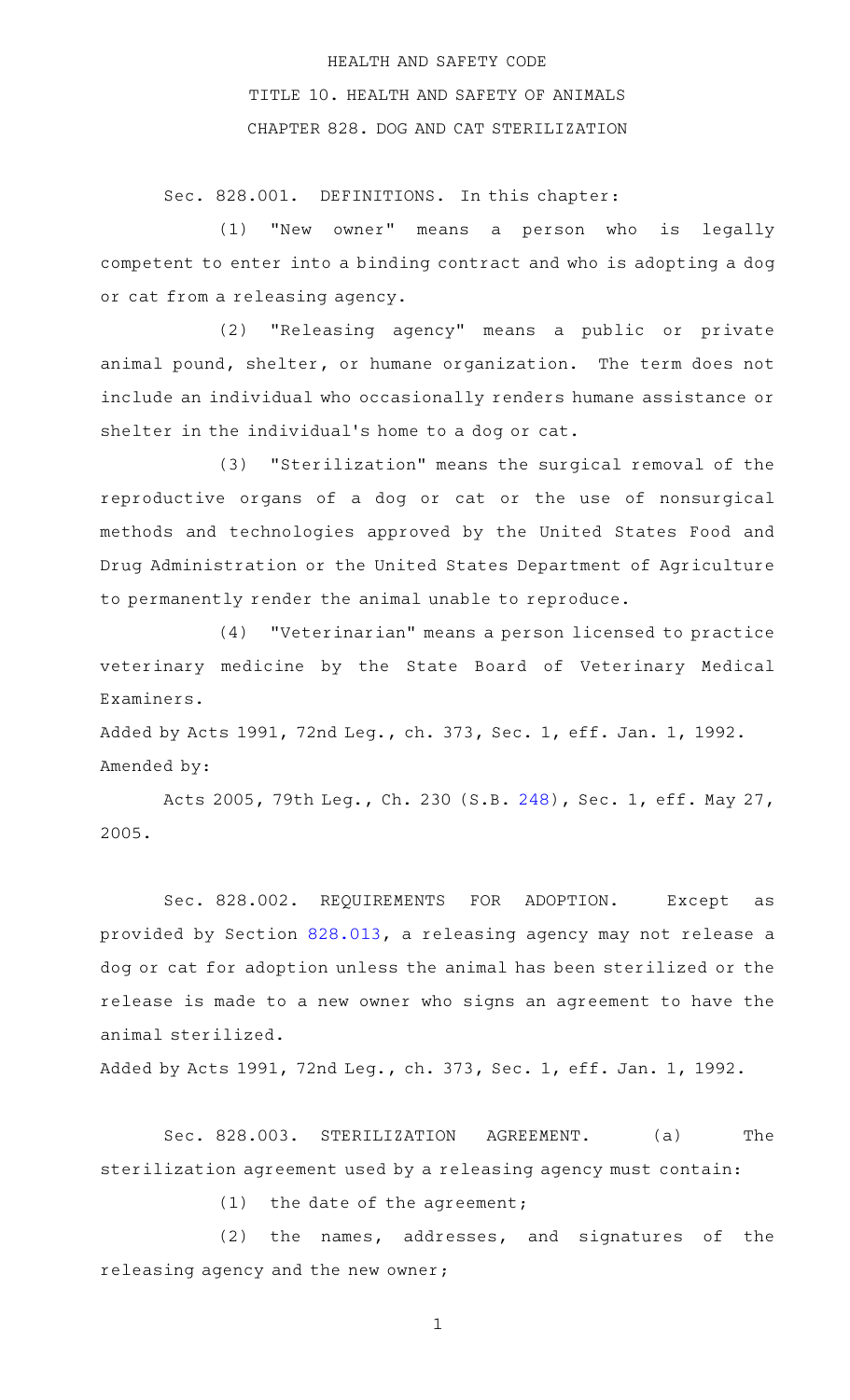HEALTH AND SAFETY CODE

TITLE 10. HEALTH AND SAFETY OF ANIMALS

CHAPTER 828. DOG AND CAT STERILIZATION

Sec. 828.001. DEFINITIONS. In this chapter:

(1) "New owner" means a person who is legally competent to enter into a binding contract and who is adopting a dog or cat from a releasing agency.

(2) "Releasing agency" means a public or private animal pound, shelter, or humane organization. The term does not include an individual who occasionally renders humane assistance or shelter in the individual's home to a dog or cat.

(3) "Sterilization" means the surgical removal of the reproductive organs of a dog or cat or the use of nonsurgical methods and technologies approved by the United States Food and Drug Administration or the United States Department of Agriculture to permanently render the animal unable to reproduce.

(4) "Veterinarian" means a person licensed to practice veterinary medicine by the State Board of Veterinary Medical Examiners.

Added by Acts 1991, 72nd Leg., ch. 373, Sec. 1, eff. Jan. 1, 1992.
Amended by:

Acts 2005, 79th Leg., Ch. 230 (S.B. 248), Sec. 1, eff. May 27, 2005.

Sec. 828.002. REQUIREMENTS FOR ADOPTION. Except as provided by Section 828.013, a releasing agency may not release a dog or cat for adoption unless the animal has been sterilized or the release is made to a new owner who signs an agreement to have the animal sterilized.

Added by Acts 1991, 72nd Leg., ch. 373, Sec. 1, eff. Jan. 1, 1992.

Sec. 828.003. STERILIZATION AGREEMENT. (a) The sterilization agreement used by a releasing agency must contain:

(1) the date of the agreement;

(2) the names, addresses, and signatures of the releasing agency and the new owner;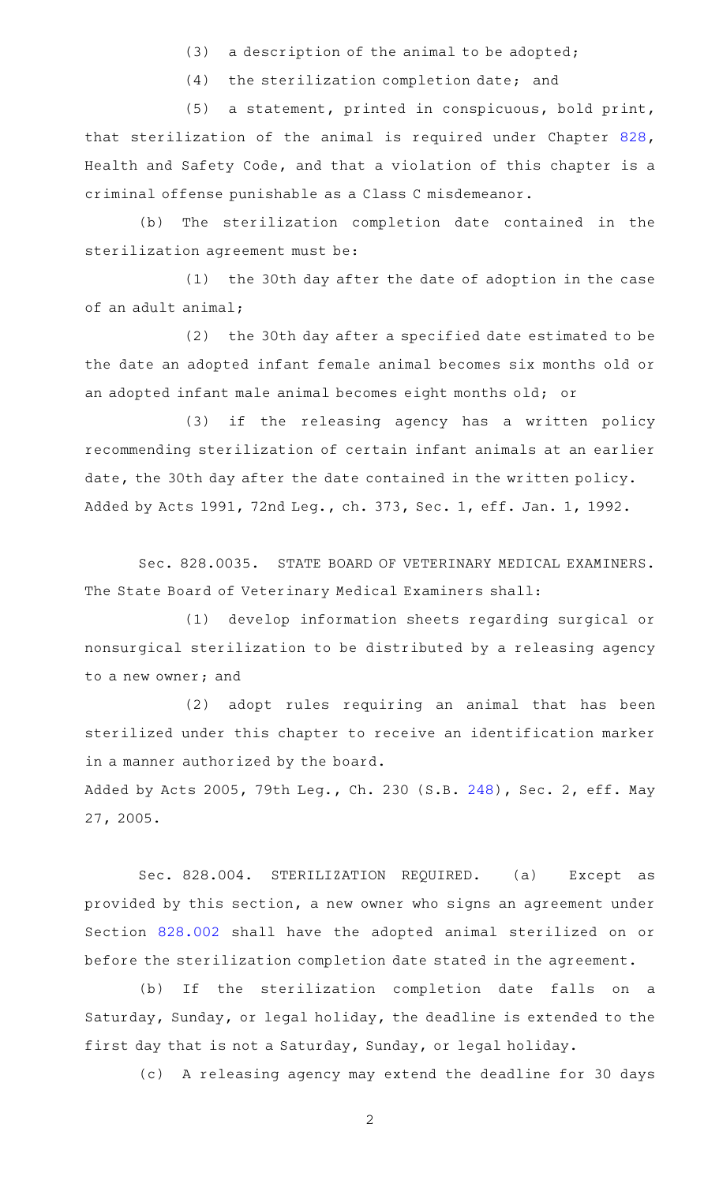(3) a description of the animal to be adopted;

(4) the sterilization completion date; and

(5) a statement, printed in conspicuous, bold print, that sterilization of the animal is required under Chapter 828, Health and Safety Code, and that a violation of this chapter is a criminal offense punishable as a Class C misdemeanor.

(b) The sterilization completion date contained in the sterilization agreement must be:

(1) the 30th day after the date of adoption in the case of an adult animal;

(2) the 30th day after a specified date estimated to be the date an adopted infant female animal becomes six months old or an adopted infant male animal becomes eight months old; or

(3) if the releasing agency has a written policy recommending sterilization of certain infant animals at an earlier date, the 30th day after the date contained in the written policy.

Added by Acts 1991, 72nd Leg., ch. 373, Sec. 1, eff. Jan. 1, 1992.

Sec. 828.0035. STATE BOARD OF VETERINARY MEDICAL EXAMINERS. The State Board of Veterinary Medical Examiners shall:

(1) develop information sheets regarding surgical or nonsurgical sterilization to be distributed by a releasing agency to a new owner; and

(2) adopt rules requiring an animal that has been sterilized under this chapter to receive an identification marker in a manner authorized by the board.

Added by Acts 2005, 79th Leg., Ch. 230 (S.B. 248), Sec. 2, eff. May 27, 2005.

Sec. 828.004. STERILIZATION REQUIRED. (a) Except as provided by this section, a new owner who signs an agreement under Section 828.002 shall have the adopted animal sterilized on or before the sterilization completion date stated in the agreement.

(b) If the sterilization completion date falls on a Saturday, Sunday, or legal holiday, the deadline is extended to the first day that is not a Saturday, Sunday, or legal holiday.

(c) A releasing agency may extend the deadline for 30 days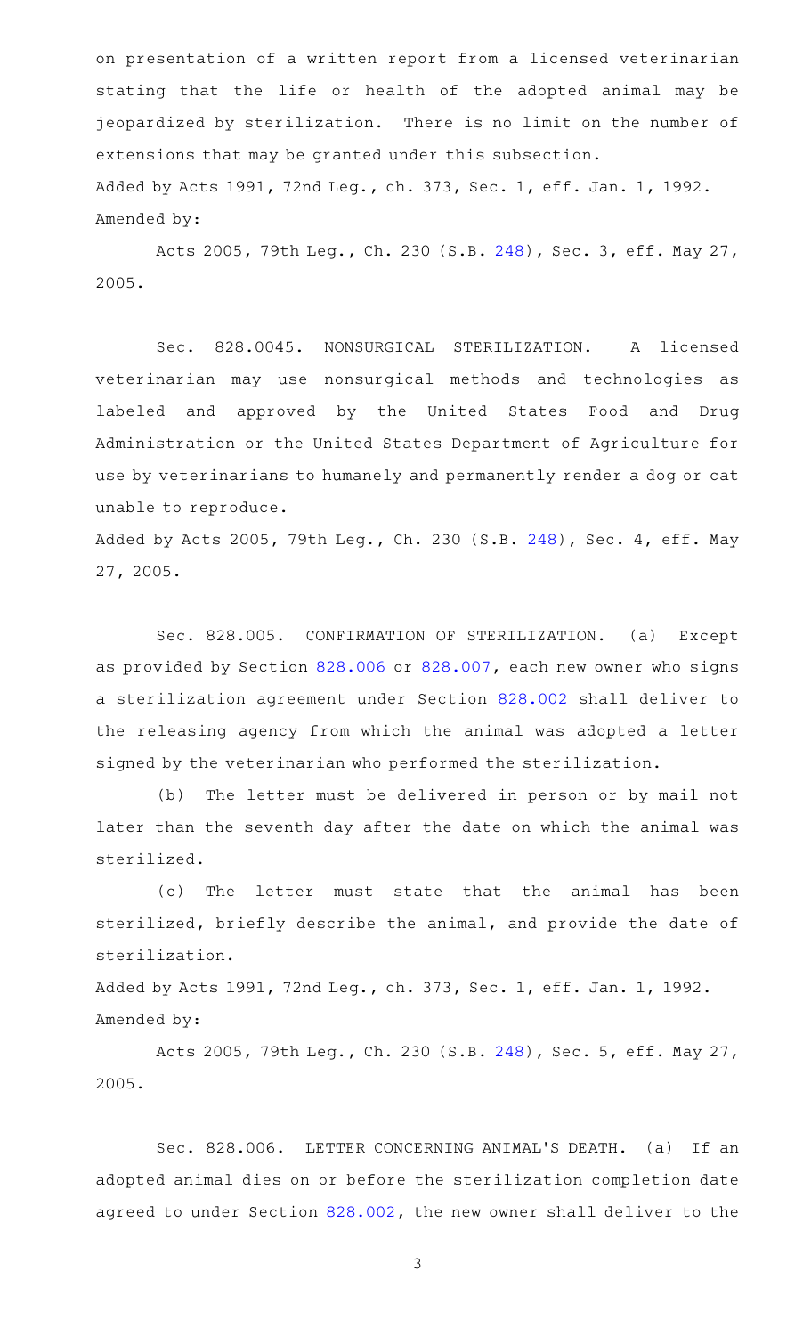on presentation of a written report from a licensed veterinarian stating that the life or health of the adopted animal may be jeopardized by sterilization. There is no limit on the number of extensions that may be granted under this subsection.

Added by Acts 1991, 72nd Leg., ch. 373, Sec. 1, eff. Jan. 1, 1992.
Amended by:

Acts 2005, 79th Leg., Ch. 230 (S.B. 248), Sec. 3, eff. May 27, 2005.

Sec. 828.0045. NONSURGICAL STERILIZATION. A licensed veterinarian may use nonsurgical methods and technologies as labeled and approved by the United States Food and Drug Administration or the United States Department of Agriculture for use by veterinarians to humanely and permanently render a dog or cat unable to reproduce.

Added by Acts 2005, 79th Leg., Ch. 230 (S.B. 248), Sec. 4, eff. May 27, 2005.

Sec. 828.005. CONFIRMATION OF STERILIZATION. (a) Except as provided by Section 828.006 or 828.007, each new owner who signs a sterilization agreement under Section 828.002 shall deliver to the releasing agency from which the animal was adopted a letter signed by the veterinarian who performed the sterilization.

(b) The letter must be delivered in person or by mail not later than the seventh day after the date on which the animal was sterilized.

(c) The letter must state that the animal has been sterilized, briefly describe the animal, and provide the date of sterilization.

Added by Acts 1991, 72nd Leg., ch. 373, Sec. 1, eff. Jan. 1, 1992.
Amended by:

Acts 2005, 79th Leg., Ch. 230 (S.B. 248), Sec. 5, eff. May 27, 2005.

Sec. 828.006. LETTER CONCERNING ANIMAL'S DEATH. (a) If an adopted animal dies on or before the sterilization completion date agreed to under Section 828.002, the new owner shall deliver to the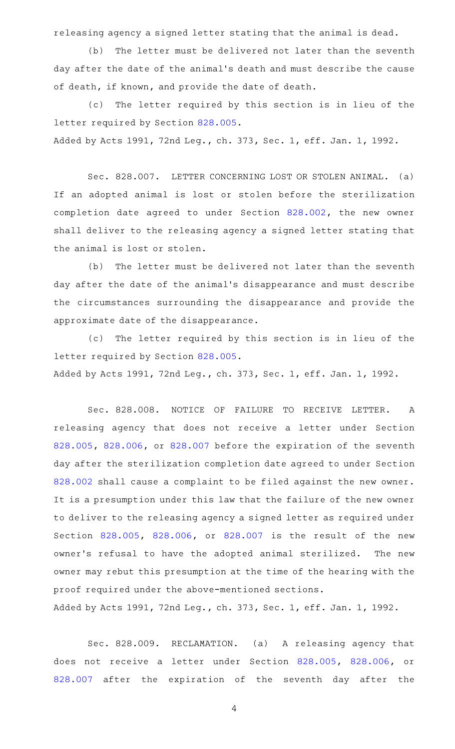releasing agency a signed letter stating that the animal is dead.

(b) The letter must be delivered not later than the seventh day after the date of the animal's death and must describe the cause of death, if known, and provide the date of death.

(c) The letter required by this section is in lieu of the letter required by Section 828.005.

Added by Acts 1991, 72nd Leg., ch. 373, Sec. 1, eff. Jan. 1, 1992.

Sec. 828.007. LETTER CONCERNING LOST OR STOLEN ANIMAL. (a) If an adopted animal is lost or stolen before the sterilization completion date agreed to under Section 828.002, the new owner shall deliver to the releasing agency a signed letter stating that the animal is lost or stolen.

(b) The letter must be delivered not later than the seventh day after the date of the animal's disappearance and must describe the circumstances surrounding the disappearance and provide the approximate date of the disappearance.

(c) The letter required by this section is in lieu of the letter required by Section 828.005.

Added by Acts 1991, 72nd Leg., ch. 373, Sec. 1, eff. Jan. 1, 1992.

Sec. 828.008. NOTICE OF FAILURE TO RECEIVE LETTER. A releasing agency that does not receive a letter under Section 828.005, 828.006, or 828.007 before the expiration of the seventh day after the sterilization completion date agreed to under Section 828.002 shall cause a complaint to be filed against the new owner. It is a presumption under this law that the failure of the new owner to deliver to the releasing agency a signed letter as required under Section 828.005, 828.006, or 828.007 is the result of the new owner's refusal to have the adopted animal sterilized. The new owner may rebut this presumption at the time of the hearing with the proof required under the above-mentioned sections.

Added by Acts 1991, 72nd Leg., ch. 373, Sec. 1, eff. Jan. 1, 1992.

Sec. 828.009. RECLAMATION. (a) A releasing agency that does not receive a letter under Section 828.005, 828.006, or 828.007 after the expiration of the seventh day after the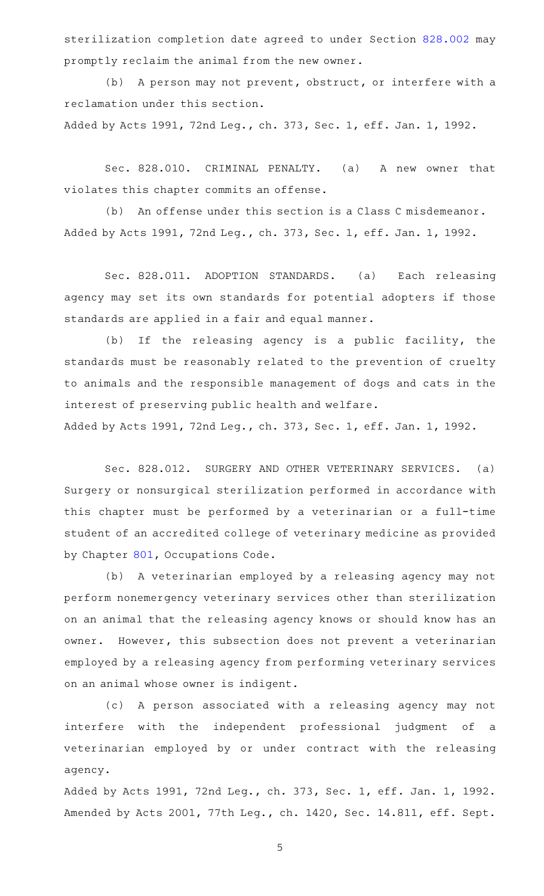sterilization completion date agreed to under Section 828.002 may promptly reclaim the animal from the new owner.

(b) A person may not prevent, obstruct, or interfere with a reclamation under this section.

Added by Acts 1991, 72nd Leg., ch. 373, Sec. 1, eff. Jan. 1, 1992.

Sec. 828.010. CRIMINAL PENALTY. (a) A new owner that violates this chapter commits an offense.

(b) An offense under this section is a Class C misdemeanor.

Added by Acts 1991, 72nd Leg., ch. 373, Sec. 1, eff. Jan. 1, 1992.

Sec. 828.011. ADOPTION STANDARDS. (a) Each releasing agency may set its own standards for potential adopters if those standards are applied in a fair and equal manner.

(b) If the releasing agency is a public facility, the standards must be reasonably related to the prevention of cruelty to animals and the responsible management of dogs and cats in the interest of preserving public health and welfare.

Added by Acts 1991, 72nd Leg., ch. 373, Sec. 1, eff. Jan. 1, 1992.

Sec. 828.012. SURGERY AND OTHER VETERINARY SERVICES. (a) Surgery or nonsurgical sterilization performed in accordance with this chapter must be performed by a veterinarian or a full-time student of an accredited college of veterinary medicine as provided by Chapter 801, Occupations Code.

(b) A veterinarian employed by a releasing agency may not perform nonemergency veterinary services other than sterilization on an animal that the releasing agency knows or should know has an owner. However, this subsection does not prevent a veterinarian employed by a releasing agency from performing veterinary services on an animal whose owner is indigent.

(c) A person associated with a releasing agency may not interfere with the independent professional judgment of a veterinarian employed by or under contract with the releasing agency.

Added by Acts 1991, 72nd Leg., ch. 373, Sec. 1, eff. Jan. 1, 1992.
Amended by Acts 2001, 77th Leg., ch. 1420, Sec. 14.811, eff. Sept.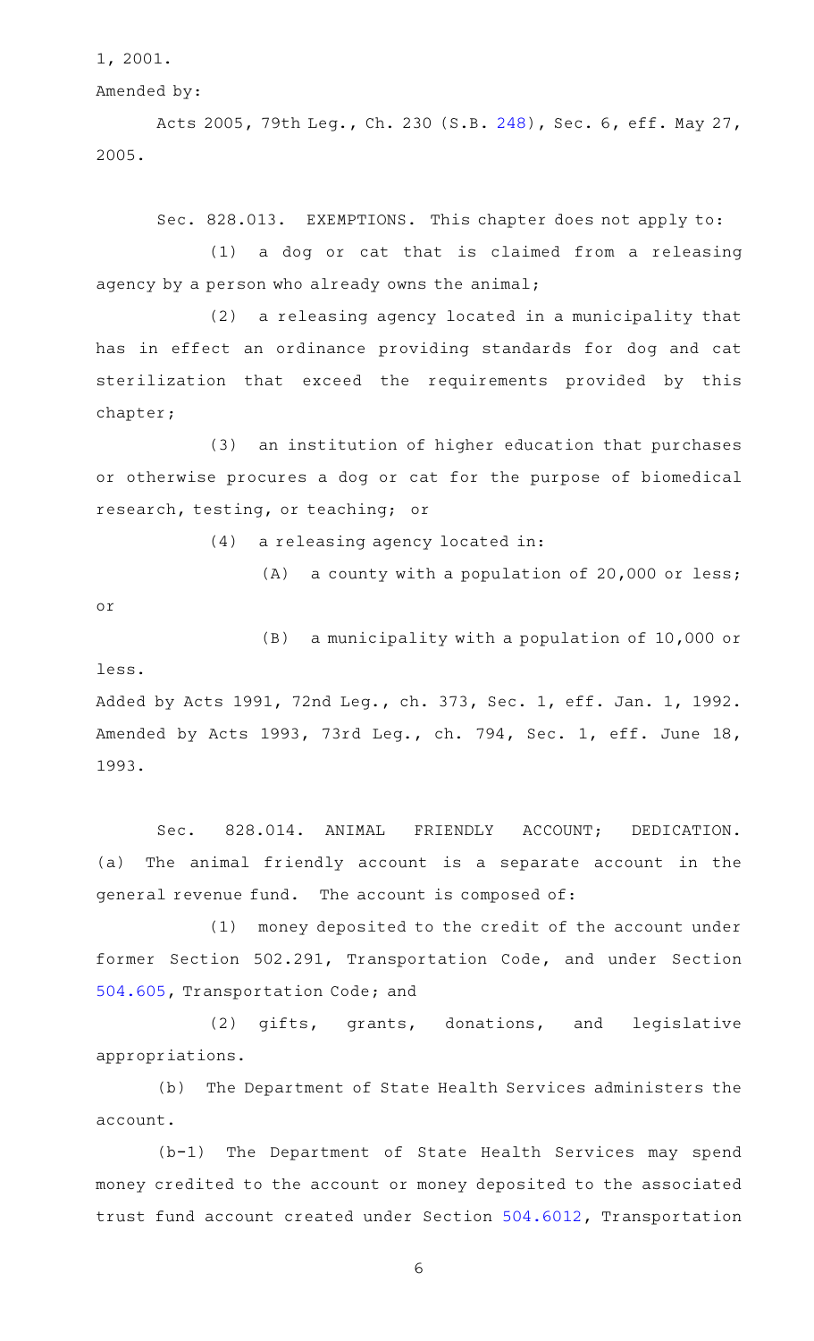1, 2001.

Amended by:

Acts 2005, 79th Leg., Ch. 230 (S.B. 248), Sec. 6, eff. May 27, 2005.

Sec. 828.013. EXEMPTIONS. This chapter does not apply to:

(1) a dog or cat that is claimed from a releasing agency by a person who already owns the animal;

(2) a releasing agency located in a municipality that has in effect an ordinance providing standards for dog and cat sterilization that exceed the requirements provided by this chapter;

(3) an institution of higher education that purchases or otherwise procures a dog or cat for the purpose of biomedical research, testing, or teaching; or

(4) a releasing agency located in:

(A) a county with a population of 20,000 or less; or

(B) a municipality with a population of 10,000 or less.

Added by Acts 1991, 72nd Leg., ch. 373, Sec. 1, eff. Jan. 1, 1992. Amended by Acts 1993, 73rd Leg., ch. 794, Sec. 1, eff. June 18, 1993.

Sec. 828.014. ANIMAL FRIENDLY ACCOUNT; DEDICATION. (a) The animal friendly account is a separate account in the general revenue fund. The account is composed of:

(1) money deposited to the credit of the account under former Section 502.291, Transportation Code, and under Section 504.605, Transportation Code; and

(2) gifts, grants, donations, and legislative appropriations.

(b) The Department of State Health Services administers the account.

(b-1) The Department of State Health Services may spend money credited to the account or money deposited to the associated trust fund account created under Section 504.6012, Transportation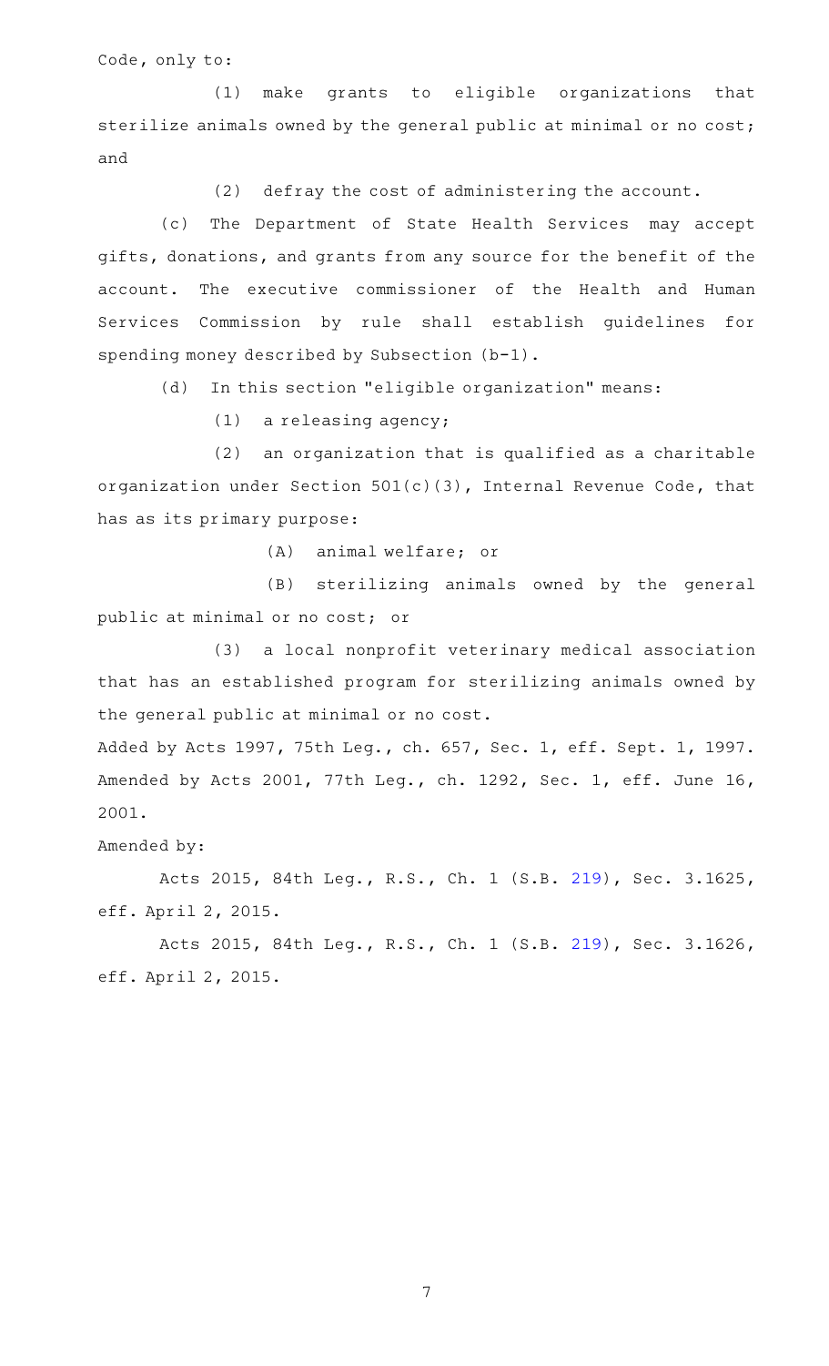Code, only to:

(1) make grants to eligible organizations that sterilize animals owned by the general public at minimal or no cost; and

(2) defray the cost of administering the account.

(c) The Department of State Health Services may accept gifts, donations, and grants from any source for the benefit of the account. The executive commissioner of the Health and Human Services Commission by rule shall establish guidelines for spending money described by Subsection (b-1).

(d) In this section "eligible organization" means:

(1) a releasing agency;

(2) an organization that is qualified as a charitable organization under Section 501(c)(3), Internal Revenue Code, that has as its primary purpose:

(A) animal welfare; or

(B) sterilizing animals owned by the general public at minimal or no cost; or

(3) a local nonprofit veterinary medical association that has an established program for sterilizing animals owned by the general public at minimal or no cost.

Added by Acts 1997, 75th Leg., ch. 657, Sec. 1, eff. Sept. 1, 1997. Amended by Acts 2001, 77th Leg., ch. 1292, Sec. 1, eff. June 16, 2001.

Amended by:

Acts 2015, 84th Leg., R.S., Ch. 1 (S.B. 219), Sec. 3.1625, eff. April 2, 2015.

Acts 2015, 84th Leg., R.S., Ch. 1 (S.B. 219), Sec. 3.1626, eff. April 2, 2015.